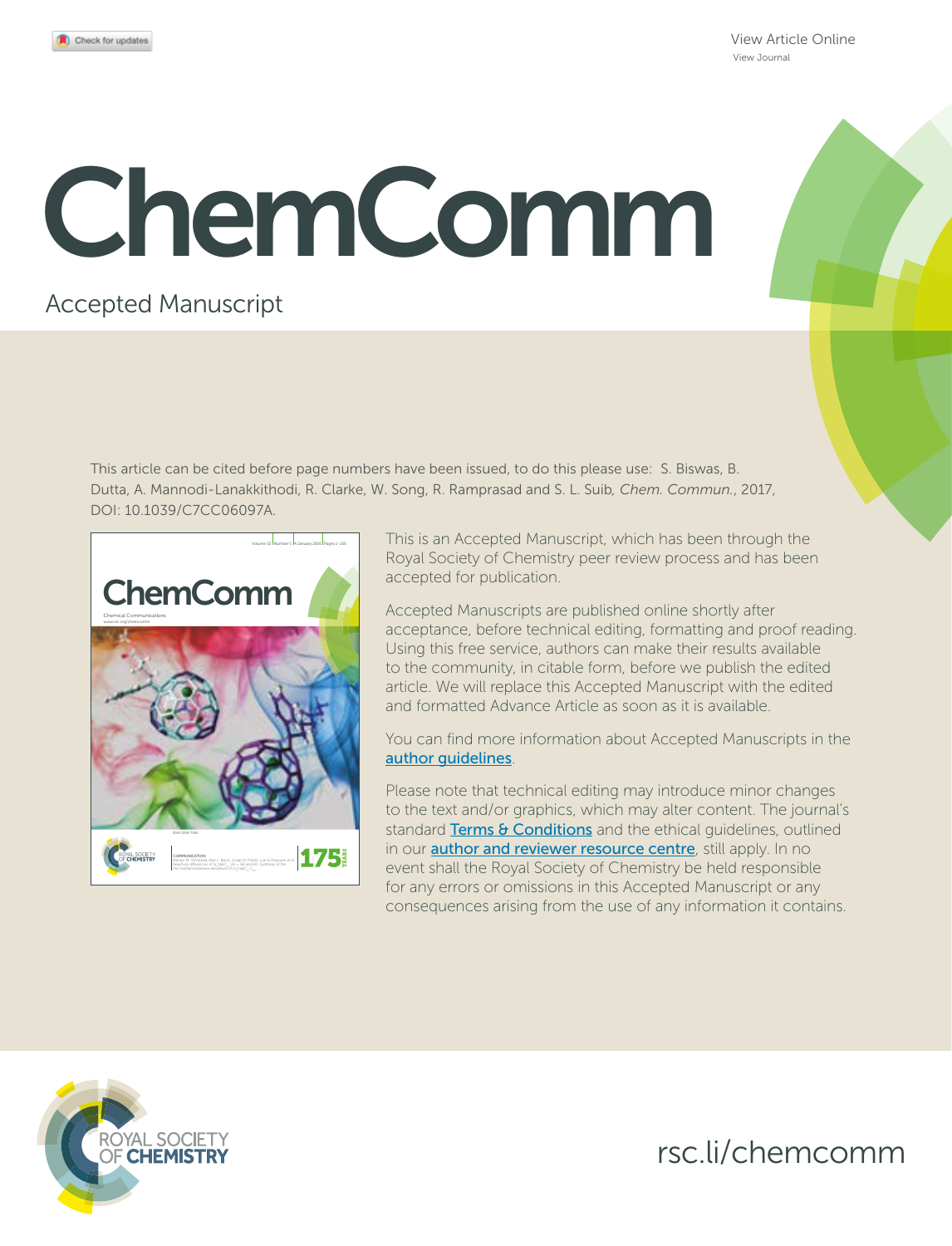View Article Online
View Journal

# ChemComm

Accepted Manuscript

This article can be cited before page numbers have been issued, to do this please use: S. Biswas, B. Dutta, A. Mannodi-Lanakkithodi, R. Clarke, W. Song, R. Ramprasad and S. L. Suib, *Chem. Commun.*, 2017, DOI: 10.1039/C7CC06097A.

This is an Accepted Manuscript, which has been through the Royal Society of Chemistry peer review process and has been accepted for publication.

Accepted Manuscripts are published online shortly after acceptance, before technical editing, formatting and proof reading. Using this free service, authors can make their results available to the community, in citable form, before we publish the edited article. We will replace this Accepted Manuscript with the edited and formatted Advance Article as soon as it is available.

You can find more information about Accepted Manuscripts in the author guidelines.

Please note that technical editing may introduce minor changes to the text and/or graphics, which may alter content. The journal's standard Terms & Conditions and the ethical guidelines, outlined in our author and reviewer resource centre, still apply. In no event shall the Royal Society of Chemistry be held responsible for any errors or omissions in this Accepted Manuscript or any consequences arising from the use of any information it contains.

ROYAL SOCIETY OF CHEMISTRY

rsc.li/chemcomm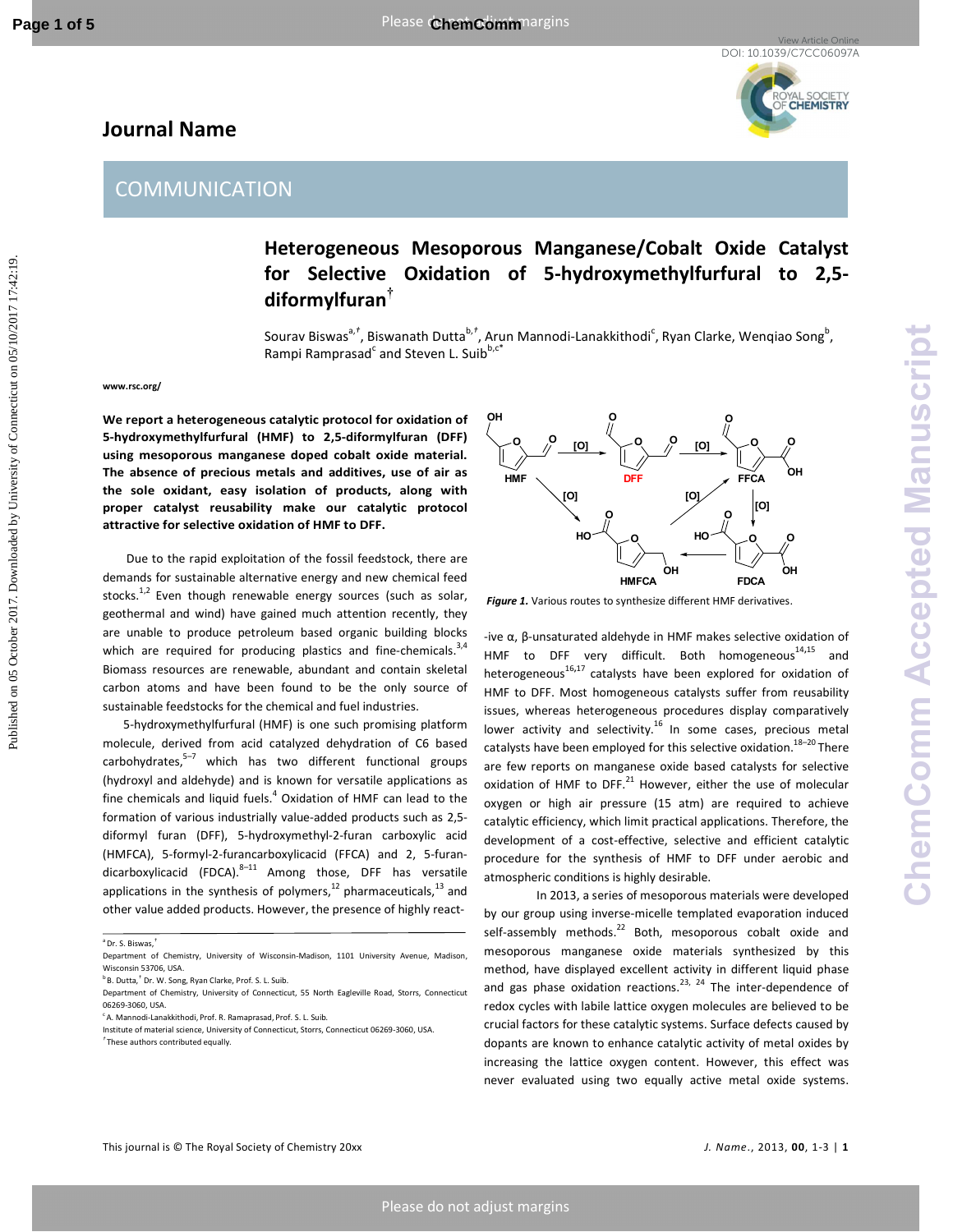# Journal Name

## COMMUNICATION

# Heterogeneous Mesoporous Manganese/Cobalt Oxide Catalyst for Selective Oxidation of 5-hydroxymethylfurfural to 2,5-diformylfuran†

Sourav Biswas[a,†], Biswanath Dutta[b,†], Arun Mannodi-Lanakkithodi[c], Ryan Clarke, Wenqiao Song[b], Rampi Ramprasad[c] and Steven L. Suib[b,c*]

www.rsc.org/

**We report a heterogeneous catalytic protocol for oxidation of 5-hydroxymethylfurfural (HMF) to 2,5-diformylfuran (DFF) using mesoporous manganese doped cobalt oxide material. The absence of precious metals and additives, use of air as the sole oxidant, easy isolation of products, along with proper catalyst reusability make our catalytic protocol attractive for selective oxidation of HMF to DFF.**

Due to the rapid exploitation of the fossil feedstock, there are demands for sustainable alternative energy and new chemical feed stocks.[1,2] Even though renewable energy sources (such as solar, geothermal and wind) have gained much attention recently, they are unable to produce petroleum based organic building blocks which are required for producing plastics and fine-chemicals.[3,4] Biomass resources are renewable, abundant and contain skeletal carbon atoms and have been found to be the only source of sustainable feedstocks for the chemical and fuel industries.

5-hydroxymethylfurfural (HMF) is one such promising platform molecule, derived from acid catalyzed dehydration of C6 based carbohydrates,[5–7] which has two different functional groups (hydroxyl and aldehyde) and is known for versatile applications as fine chemicals and liquid fuels.[4] Oxidation of HMF can lead to the formation of various industrially value-added products such as 2,5-diformyl furan (DFF), 5-hydroxymethyl-2-furan carboxylic acid (HMFCA), 5-formyl-2-furancarboxylicacid (FFCA) and 2, 5-furan-dicarboxylicacid (FDCA).[8–11] Among those, DFF has versatile applications in the synthesis of polymers,[12] pharmaceuticals,[13] and other value added products. However, the presence of highly reactive α, β-unsaturated aldehyde in HMF makes selective oxidation of HMF to DFF very difficult. Both homogeneous[14,15] and heterogeneous[16,17] catalysts have been explored for oxidation of HMF to DFF. Most homogeneous catalysts suffer from reusability issues, whereas heterogeneous procedures display comparatively lower activity and selectivity.[16] In some cases, precious metal catalysts have been employed for this selective oxidation.[18–20] There are few reports on manganese oxide based catalysts for selective oxidation of HMF to DFF.[21] However, either the use of molecular oxygen or high air pressure (15 atm) are required to achieve catalytic efficiency, which limit practical applications. Therefore, the development of a cost-effective, selective and efficient catalytic procedure for the synthesis of HMF to DFF under aerobic and atmospheric conditions is highly desirable.

*Figure 1.* Various routes to synthesize different HMF derivatives.

In 2013, a series of mesoporous materials were developed by our group using inverse-micelle templated evaporation induced self-assembly methods.[22] Both, mesoporous cobalt oxide and mesoporous manganese oxide materials synthesized by this method, have displayed excellent activity in different liquid phase and gas phase oxidation reactions.[23, 24] The inter-dependence of redox cycles with labile lattice oxygen molecules are believed to be crucial factors for these catalytic systems. Surface defects caused by dopants are known to enhance catalytic activity of metal oxides by increasing the lattice oxygen content. However, this effect was never evaluated using two equally active metal oxide systems.

---

[a] Dr. S. Biswas,†
Department of Chemistry, University of Wisconsin-Madison, 1101 University Avenue, Madison, Wisconsin 53706, USA.

[b] B. Dutta,† Dr. W. Song, Ryan Clarke, Prof. S. L. Suib.
Department of Chemistry, University of Connecticut, 55 North Eagleville Road, Storrs, Connecticut 06269-3060, USA.

[c] A. Mannodi-Lanakkithodi, Prof. R. Ramaprasad, Prof. S. L. Suib.
Institute of material science, University of Connecticut, Storrs, Connecticut 06269-3060, USA.

† These authors contributed equally.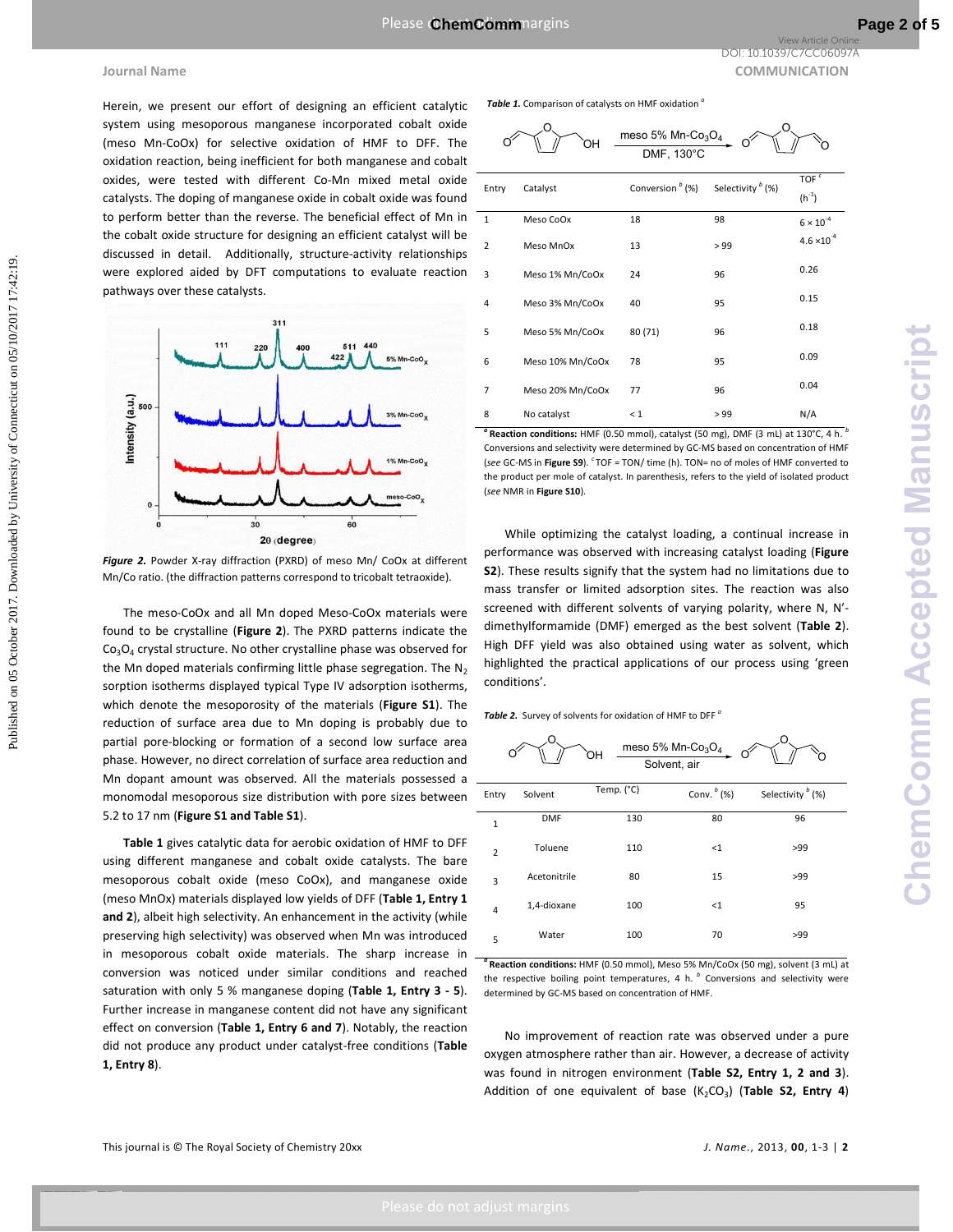Herein, we present our effort of designing an efficient catalytic system using mesoporous manganese incorporated cobalt oxide (meso Mn-CoOx) for selective oxidation of HMF to DFF. The oxidation reaction, being inefficient for both manganese and cobalt oxides, were tested with different Co-Mn mixed metal oxide catalysts. The doping of manganese oxide in cobalt oxide was found to perform better than the reverse. The beneficial effect of Mn in the cobalt oxide structure for designing an efficient catalyst will be discussed in detail. Additionally, structure-activity relationships were explored aided by DFT computations to evaluate reaction pathways over these catalysts.

***Figure 2.*** Powder X-ray diffraction (PXRD) of meso Mn/ CoOx at different Mn/Co ratio. (the diffraction patterns correspond to tricobalt tetraoxide).

The meso-CoOx and all Mn doped Meso-CoOx materials were found to be crystalline (**Figure 2**). The PXRD patterns indicate the $Co_3O_4$ crystal structure. No other crystalline phase was observed for the Mn doped materials confirming little phase segregation. The $N_2$ sorption isotherms displayed typical Type IV adsorption isotherms, which denote the mesoporosity of the materials (**Figure S1**). The reduction of surface area due to Mn doping is probably due to partial pore-blocking or formation of a second low surface area phase. However, no direct correlation of surface area reduction and Mn dopant amount was observed. All the materials possessed a monomodal mesoporous size distribution with pore sizes between 5.2 to 17 nm (**Figure S1 and Table S1**).

**Table 1** gives catalytic data for aerobic oxidation of HMF to DFF using different manganese and cobalt oxide catalysts. The bare mesoporous cobalt oxide (meso CoOx), and manganese oxide (meso MnOx) materials displayed low yields of DFF (**Table 1, Entry 1 and 2**), albeit high selectivity. An enhancement in the activity (while preserving high selectivity) was observed when Mn was introduced in mesoporous cobalt oxide materials. The sharp increase in conversion was noticed under similar conditions and reached saturation with only 5 % manganese doping (**Table 1, Entry 3 - 5**). Further increase in manganese content did not have any significant effect on conversion (**Table 1, Entry 6 and 7**). Notably, the reaction did not produce any product under catalyst-free conditions (**Table 1, Entry 8**).

***Table 1.*** Comparison of catalysts on HMF oxidation [a]

HMF → DFF (meso 5% Mn-$Co_3O_4$, DMF, 130°C)

| Entry | Catalyst | Conversion [b] (%) | Selectivity [b] (%) | TOF [c] ($h^{-1}$) |
|---|---|---|---|---|
| 1 | Meso CoOx | 18 | 98 | $6 \times 10^{-4}$ |
| 2 | Meso MnOx | 13 | > 99 | $4.6 \times 10^{-4}$ |
| 3 | Meso 1% Mn/CoOx | 24 | 96 | 0.26 |
| 4 | Meso 3% Mn/CoOx | 40 | 95 | 0.15 |
| 5 | Meso 5% Mn/CoOx | 80 (71) | 96 | 0.18 |
| 6 | Meso 10% Mn/CoOx | 78 | 95 | 0.09 |
| 7 | Meso 20% Mn/CoOx | 77 | 96 | 0.04 |
| 8 | No catalyst | < 1 | > 99 | N/A |

[a] **Reaction conditions:** HMF (0.50 mmol), catalyst (50 mg), DMF (3 mL) at 130°C, 4 h. [b] Conversions and selectivity were determined by GC-MS based on concentration of HMF (*see* GC-MS in **Figure S9**). [c] TOF = TON/ time (h). TON= no of moles of HMF converted to the product per mole of catalyst. In parenthesis, refers to the yield of isolated product (*see* NMR in **Figure S10**).

While optimizing the catalyst loading, a continual increase in performance was observed with increasing catalyst loading (**Figure S2**). These results signify that the system had no limitations due to mass transfer or limited adsorption sites. The reaction was also screened with different solvents of varying polarity, where N, N'-dimethylformamide (DMF) emerged as the best solvent (**Table 2**). High DFF yield was also obtained using water as solvent, which highlighted the practical applications of our process using 'green conditions'.

***Table 2.*** Survey of solvents for oxidation of HMF to DFF [a]

HMF → DFF (meso 5% Mn-$Co_3O_4$, Solvent, air)

| Entry | Solvent | Temp. (°C) | Conv. [b] (%) | Selectivity [b] (%) |
|---|---|---|---|---|
| 1 | DMF | 130 | 80 | 96 |
| 2 | Toluene | 110 | <1 | >99 |
| 3 | Acetonitrile | 80 | 15 | >99 |
| 4 | 1,4-dioxane | 100 | <1 | 95 |
| 5 | Water | 100 | 70 | >99 |

[a] **Reaction conditions:** HMF (0.50 mmol), Meso 5% Mn/CoOx (50 mg), solvent (3 mL) at the respective boiling point temperatures, 4 h. [b] Conversions and selectivity were determined by GC-MS based on concentration of HMF.

No improvement of reaction rate was observed under a pure oxygen atmosphere rather than air. However, a decrease of activity was found in nitrogen environment (**Table S2, Entry 1, 2 and 3**). Addition of one equivalent of base ($K_2CO_3$) (**Table S2, Entry 4**)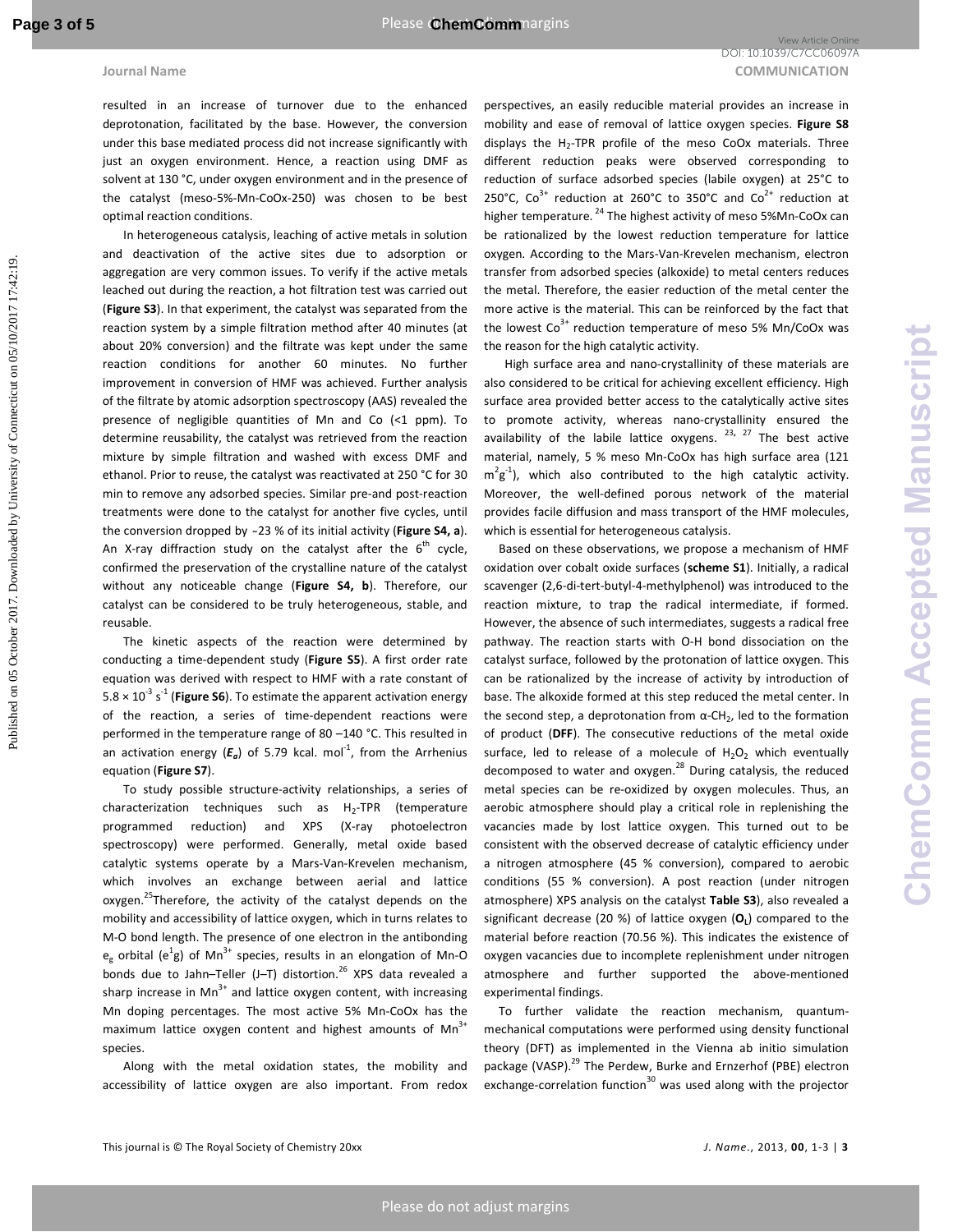resulted in an increase of turnover due to the enhanced deprotonation, facilitated by the base. However, the conversion under this base mediated process did not increase significantly with just an oxygen environment. Hence, a reaction using DMF as solvent at 130 °C, under oxygen environment and in the presence of the catalyst (meso-5%-Mn-CoOx-250) was chosen to be best optimal reaction conditions.

In heterogeneous catalysis, leaching of active metals in solution and deactivation of the active sites due to adsorption or aggregation are very common issues. To verify if the active metals leached out during the reaction, a hot filtration test was carried out (**Figure S3**). In that experiment, the catalyst was separated from the reaction system by a simple filtration method after 40 minutes (at about 20% conversion) and the filtrate was kept under the same reaction conditions for another 60 minutes. No further improvement in conversion of HMF was achieved. Further analysis of the filtrate by atomic adsorption spectroscopy (AAS) revealed the presence of negligible quantities of Mn and Co (<1 ppm). To determine reusability, the catalyst was retrieved from the reaction mixture by simple filtration and washed with excess DMF and ethanol. Prior to reuse, the catalyst was reactivated at 250 °C for 30 min to remove any adsorbed species. Similar pre-and post-reaction treatments were done to the catalyst for another five cycles, until the conversion dropped by ~23 % of its initial activity (**Figure S4, a**). An X-ray diffraction study on the catalyst after the $6^{th}$ cycle, confirmed the preservation of the crystalline nature of the catalyst without any noticeable change (**Figure S4, b**). Therefore, our catalyst can be considered to be truly heterogeneous, stable, and reusable.

The kinetic aspects of the reaction were determined by conducting a time-dependent study (**Figure S5**). A first order rate equation was derived with respect to HMF with a rate constant of $5.8 \times 10^{-3}\ s^{-1}$ (**Figure S6**). To estimate the apparent activation energy of the reaction, a series of time-dependent reactions were performed in the temperature range of 80 –140 °C. This resulted in an activation energy (***$E_a$***) of 5.79 kcal. $mol^{-1}$, from the Arrhenius equation (**Figure S7**).

To study possible structure-activity relationships, a series of characterization techniques such as $H_2$-TPR (temperature programmed reduction) and XPS (X-ray photoelectron spectroscopy) were performed. Generally, metal oxide based catalytic systems operate by a Mars-Van-Krevelen mechanism, which involves an exchange between aerial and lattice oxygen.[25] Therefore, the activity of the catalyst depends on the mobility and accessibility of lattice oxygen, which in turns relates to M-O bond length. The presence of one electron in the antibonding $e_g$ orbital ($e^1g$) of $Mn^{3+}$ species, results in an elongation of Mn-O bonds due to Jahn–Teller (J–T) distortion.[26] XPS data revealed a sharp increase in $Mn^{3+}$ and lattice oxygen content, with increasing Mn doping percentages. The most active 5% Mn-CoOx has the maximum lattice oxygen content and highest amounts of $Mn^{3+}$ species.

Along with the metal oxidation states, the mobility and accessibility of lattice oxygen are also important. From redox perspectives, an easily reducible material provides an increase in mobility and ease of removal of lattice oxygen species. **Figure S8** displays the $H_2$-TPR profile of the meso CoOx materials. Three different reduction peaks were observed corresponding to reduction of surface adsorbed species (labile oxygen) at 25°C to 250°C, $Co^{3+}$ reduction at 260°C to 350°C and $Co^{2+}$ reduction at higher temperature.[24] The highest activity of meso 5%Mn-CoOx can be rationalized by the lowest reduction temperature for lattice oxygen. According to the Mars-Van-Krevelen mechanism, electron transfer from adsorbed species (alkoxide) to metal centers reduces the metal. Therefore, the easier reduction of the metal center the more active is the material. This can be reinforced by the fact that the lowest $Co^{3+}$ reduction temperature of meso 5% Mn/CoOx was the reason for the high catalytic activity.

High surface area and nano-crystallinity of these materials are also considered to be critical for achieving excellent efficiency. High surface area provided better access to the catalytically active sites to promote activity, whereas nano-crystallinity ensured the availability of the labile lattice oxygens.[23, 27] The best active material, namely, 5 % meso Mn-CoOx has high surface area (121 $m^2g^{-1}$), which also contributed to the high catalytic activity. Moreover, the well-defined porous network of the material provides facile diffusion and mass transport of the HMF molecules, which is essential for heterogeneous catalysis.

Based on these observations, we propose a mechanism of HMF oxidation over cobalt oxide surfaces (**scheme S1**). Initially, a radical scavenger (2,6-di-tert-butyl-4-methylphenol) was introduced to the reaction mixture, to trap the radical intermediate, if formed. However, the absence of such intermediates, suggests a radical free pathway. The reaction starts with O-H bond dissociation on the catalyst surface, followed by the protonation of lattice oxygen. This can be rationalized by the increase of activity by introduction of base. The alkoxide formed at this step reduced the metal center. In the second step, a deprotonation from α-$CH_2$, led to the formation of product (**DFF**). The consecutive reductions of the metal oxide surface, led to release of a molecule of $H_2O_2$ which eventually decomposed to water and oxygen.[28] During catalysis, the reduced metal species can be re-oxidized by oxygen molecules. Thus, an aerobic atmosphere should play a critical role in replenishing the vacancies made by lost lattice oxygen. This turned out to be consistent with the observed decrease of catalytic efficiency under a nitrogen atmosphere (45 % conversion), compared to aerobic conditions (55 % conversion). A post reaction (under nitrogen atmosphere) XPS analysis on the catalyst **Table S3**), also revealed a significant decrease (20 %) of lattice oxygen (**$O_L$**) compared to the material before reaction (70.56 %). This indicates the existence of oxygen vacancies due to incomplete replenishment under nitrogen atmosphere and further supported the above-mentioned experimental findings.

To further validate the reaction mechanism, quantum-mechanical computations were performed using density functional theory (DFT) as implemented in the Vienna ab initio simulation package (VASP).[29] The Perdew, Burke and Ernzerhof (PBE) electron exchange-correlation function[30] was used along with the projector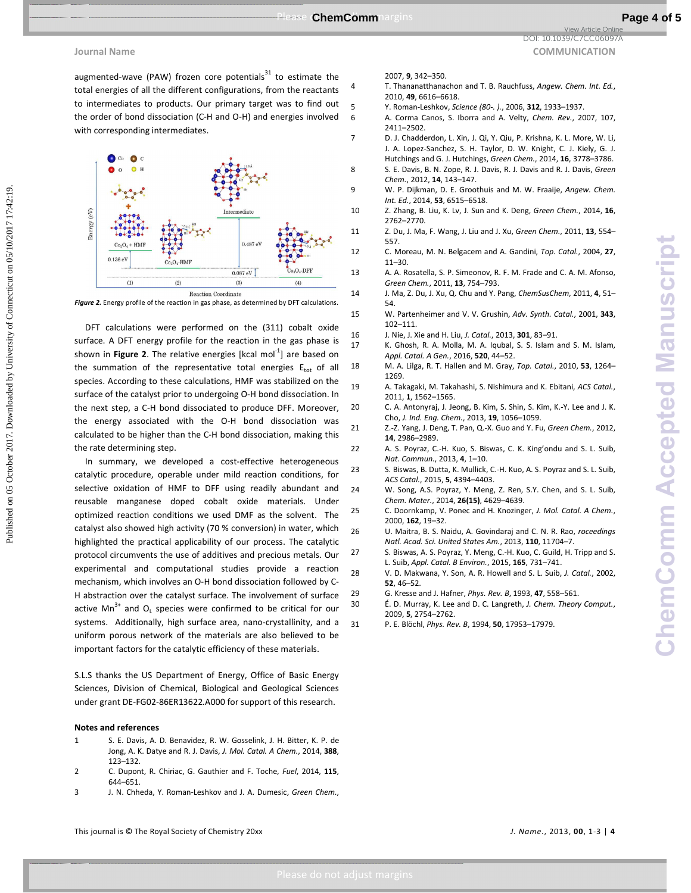augmented-wave (PAW) frozen core potentials[31] to estimate the total energies of all the different configurations, from the reactants to intermediates to products. Our primary target was to find out the order of bond dissociation (C-H and O-H) and energies involved with corresponding intermediates.

***Figure 2.*** Energy profile of the reaction in gas phase, as determined by DFT calculations.

DFT calculations were performed on the (311) cobalt oxide surface. A DFT energy profile for the reaction in the gas phase is shown in **Figure 2**. The relative energies [kcal mol$^{-1}$] are based on the summation of the representative total energies $E_{tot}$ of all species. According to these calculations, HMF was stabilized on the surface of the catalyst prior to undergoing O-H bond dissociation. In the next step, a C-H bond dissociated to produce DFF. Moreover, the energy associated with the O-H bond dissociation was calculated to be higher than the C-H bond dissociation, making this the rate determining step.

In summary, we developed a cost-effective heterogeneous catalytic procedure, operable under mild reaction conditions, for selective oxidation of HMF to DFF using readily abundant and reusable manganese doped cobalt oxide materials. Under optimized reaction conditions we used DMF as the solvent. The catalyst also showed high activity (70 % conversion) in water, which highlighted the practical applicability of our process. The catalytic protocol circumvents the use of additives and precious metals. Our experimental and computational studies provide a reaction mechanism, which involves an O-H bond dissociation followed by C-H abstraction over the catalyst surface. The involvement of surface active $Mn^{3+}$ and $O_L$ species were confirmed to be critical for our systems. Additionally, high surface area, nano-crystallinity, and a uniform porous network of the materials are also believed to be important factors for the catalytic efficiency of these materials.

S.L.S thanks the US Department of Energy, Office of Basic Energy Sciences, Division of Chemical, Biological and Geological Sciences under grant DE-FG02-86ER13622.A000 for support of this research.

## Notes and references

1. S. E. Davis, A. D. Benavidez, R. W. Gosselink, J. H. Bitter, K. P. de Jong, A. K. Datye and R. J. Davis, *J. Mol. Catal. A Chem.*, 2014, **388**, 123–132.
2. C. Dupont, R. Chiriac, G. Gauthier and F. Toche, *Fuel*, 2014, **115**, 644–651.
3. J. N. Chheda, Y. Roman-Leshkov and J. A. Dumesic, *Green Chem.*, 2007, **9**, 342–350.
4. T. Thananatthanachon and T. B. Rauchfuss, *Angew. Chem. Int. Ed.*, 2010, **49**, 6616–6618.
5. Y. Roman-Leshkov, *Science (80-. ).*, 2006, **312**, 1933–1937.
6. A. Corma Canos, S. Iborra and A. Velty, *Chem. Rev.*, 2007, 107, 2411–2502.
7. D. J. Chadderdon, L. Xin, J. Qi, Y. Qiu, P. Krishna, K. L. More, W. Li, J. A. Lopez-Sanchez, S. H. Taylor, D. W. Knight, C. J. Kiely, G. J. Hutchings and G. J. Hutchings, *Green Chem.*, 2014, **16**, 3778–3786.
8. S. E. Davis, B. N. Zope, R. J. Davis, R. J. Davis and R. J. Davis, *Green Chem.*, 2012, **14**, 143–147.
9. W. P. Dijkman, D. E. Groothuis and M. W. Fraaije, *Angew. Chem. Int. Ed.*, 2014, **53**, 6515–6518.
10. Z. Zhang, B. Liu, K. Lv, J. Sun and K. Deng, *Green Chem.*, 2014, **16**, 2762–2770.
11. Z. Du, J. Ma, F. Wang, J. Liu and J. Xu, *Green Chem.*, 2011, **13**, 554–557.
12. C. Moreau, M. N. Belgacem and A. Gandini, *Top. Catal.*, 2004, **27**, 11–30.
13. A. A. Rosatella, S. P. Simeonov, R. F. M. Frade and C. A. M. Afonso, *Green Chem.*, 2011, **13**, 754–793.
14. J. Ma, Z. Du, J. Xu, Q. Chu and Y. Pang, *ChemSusChem*, 2011, **4**, 51–54.
15. W. Partenheimer and V. V. Grushin, *Adv. Synth. Catal.*, 2001, **343**, 102–111.
16. J. Nie, J. Xie and H. Liu, *J. Catal.*, 2013, **301**, 83–91.
17. K. Ghosh, R. A. Molla, M. A. Iqubal, S. S. Islam and S. M. Islam, *Appl. Catal. A Gen.*, 2016, **520**, 44–52.
18. M. A. Lilga, R. T. Hallen and M. Gray, *Top. Catal.*, 2010, **53**, 1264–1269.
19. A. Takagaki, M. Takahashi, S. Nishimura and K. Ebitani, *ACS Catal.*, 2011, **1**, 1562–1565.
20. C. A. Antonyraj, J. Jeong, B. Kim, S. Shin, S. Kim, K.-Y. Lee and J. K. Cho, *J. Ind. Eng. Chem.*, 2013, **19**, 1056–1059.
21. Z.-Z. Yang, J. Deng, T. Pan, Q.-X. Guo and Y. Fu, *Green Chem.*, 2012, **14**, 2986–2989.
22. A. S. Poyraz, C.-H. Kuo, S. Biswas, C. K. King'ondu and S. L. Suib, *Nat. Commun.*, 2013, **4**, 1–10.
23. S. Biswas, B. Dutta, K. Mullick, C.-H. Kuo, A. S. Poyraz and S. L. Suib, *ACS Catal.*, 2015, **5**, 4394–4403.
24. W. Song, A.S. Poyraz, Y. Meng, Z. Ren, S.Y. Chen, and S. L. Suib, *Chem. Mater.*, 2014, **26(15)**, 4629–4639.
25. C. Doornkamp, V. Ponec and H. Knozinger, *J. Mol. Catal. A Chem.*, 2000, **162**, 19–32.
26. U. Maitra, B. S. Naidu, A. Govindaraj and C. N. R. Rao, *roceedings Natl. Acad. Sci. United States Am.*, 2013, **110**, 11704–7.
27. S. Biswas, A. S. Poyraz, Y. Meng, C.-H. Kuo, C. Guild, H. Tripp and S. L. Suib, *Appl. Catal. B Environ.*, 2015, **165**, 731–741.
28. V. D. Makwana, Y. Son, A. R. Howell and S. L. Suib, *J. Catal.*, 2002, **52**, 46–52.
29. G. Kresse and J. Hafner, *Phys. Rev. B*, 1993, **47**, 558–561.
30. É. D. Murray, K. Lee and D. C. Langreth, *J. Chem. Theory Comput.*, 2009, **5**, 2754–2762.
31. P. E. Blöchl, *Phys. Rev. B*, 1994, **50**, 17953–17979.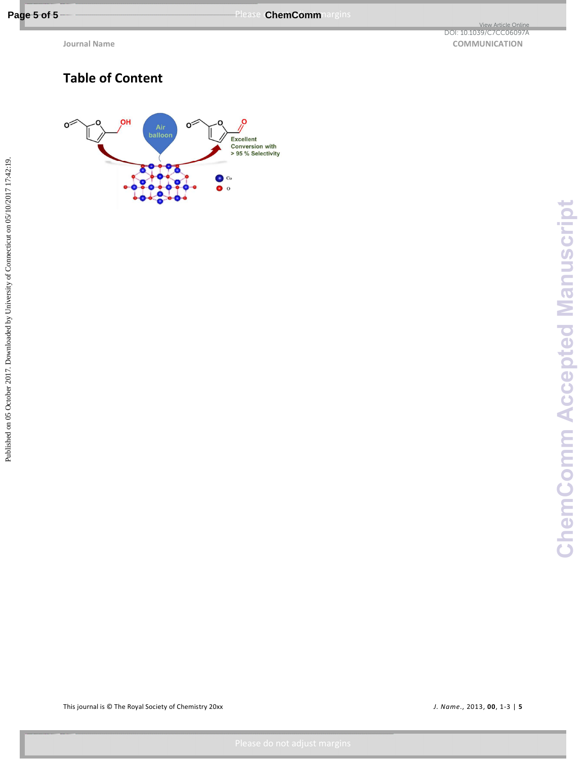## Table of Content

Air balloon

Excellent Conversion with > 95 % Selectivity

Co

O